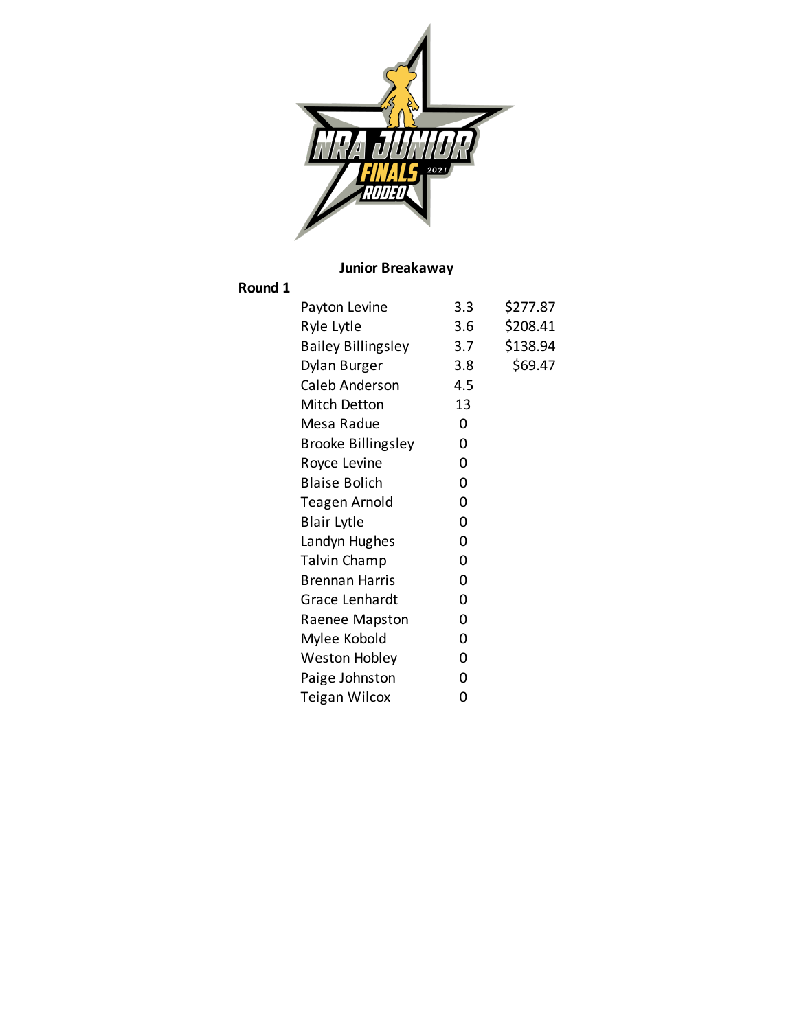# Junior Breakaway

## Round 1

| Name | Time | Payout |
|---|---|---|
| Payton Levine | 3.3 | $277.87 |
| Ryle Lytle | 3.6 | $208.41 |
| Bailey Billingsley | 3.7 | $138.94 |
| Dylan Burger | 3.8 | $69.47 |
| Caleb Anderson | 4.5 | |
| Mitch Detton | 13 | |
| Mesa Radue | 0 | |
| Brooke Billingsley | 0 | |
| Royce Levine | 0 | |
| Blaise Bolich | 0 | |
| Teagen Arnold | 0 | |
| Blair Lytle | 0 | |
| Landyn Hughes | 0 | |
| Talvin Champ | 0 | |
| Brennan Harris | 0 | |
| Grace Lenhardt | 0 | |
| Raenee Mapston | 0 | |
| Mylee Kobold | 0 | |
| Weston Hobley | 0 | |
| Paige Johnston | 0 | |
| Teigan Wilcox | 0 | |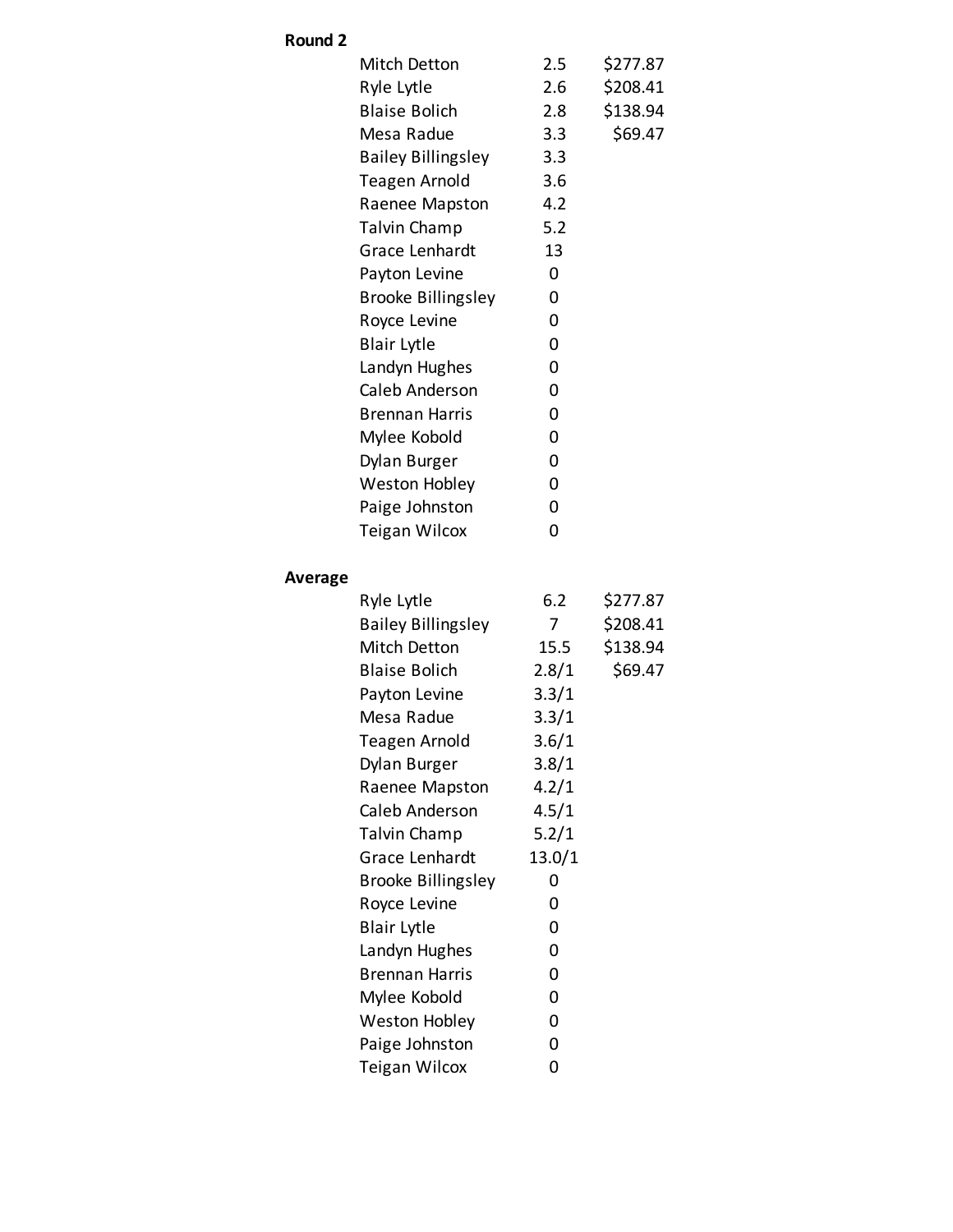**Round 2**

| Name | Time | Payout |
|---|---|---|
| Mitch Detton | 2.5 | $277.87 |
| Ryle Lytle | 2.6 | $208.41 |
| Blaise Bolich | 2.8 | $138.94 |
| Mesa Radue | 3.3 | $69.47 |
| Bailey Billingsley | 3.3 | |
| Teagen Arnold | 3.6 | |
| Raenee Mapston | 4.2 | |
| Talvin Champ | 5.2 | |
| Grace Lenhardt | 13 | |
| Payton Levine | 0 | |
| Brooke Billingsley | 0 | |
| Royce Levine | 0 | |
| Blair Lytle | 0 | |
| Landyn Hughes | 0 | |
| Caleb Anderson | 0 | |
| Brennan Harris | 0 | |
| Mylee Kobold | 0 | |
| Dylan Burger | 0 | |
| Weston Hobley | 0 | |
| Paige Johnston | 0 | |
| Teigan Wilcox | 0 | |

**Average**

| Name | Time | Payout |
|---|---|---|
| Ryle Lytle | 6.2 | $277.87 |
| Bailey Billingsley | 7 | $208.41 |
| Mitch Detton | 15.5 | $138.94 |
| Blaise Bolich | 2.8/1 | $69.47 |
| Payton Levine | 3.3/1 | |
| Mesa Radue | 3.3/1 | |
| Teagen Arnold | 3.6/1 | |
| Dylan Burger | 3.8/1 | |
| Raenee Mapston | 4.2/1 | |
| Caleb Anderson | 4.5/1 | |
| Talvin Champ | 5.2/1 | |
| Grace Lenhardt | 13.0/1 | |
| Brooke Billingsley | 0 | |
| Royce Levine | 0 | |
| Blair Lytle | 0 | |
| Landyn Hughes | 0 | |
| Brennan Harris | 0 | |
| Mylee Kobold | 0 | |
| Weston Hobley | 0 | |
| Paige Johnston | 0 | |
| Teigan Wilcox | 0 | |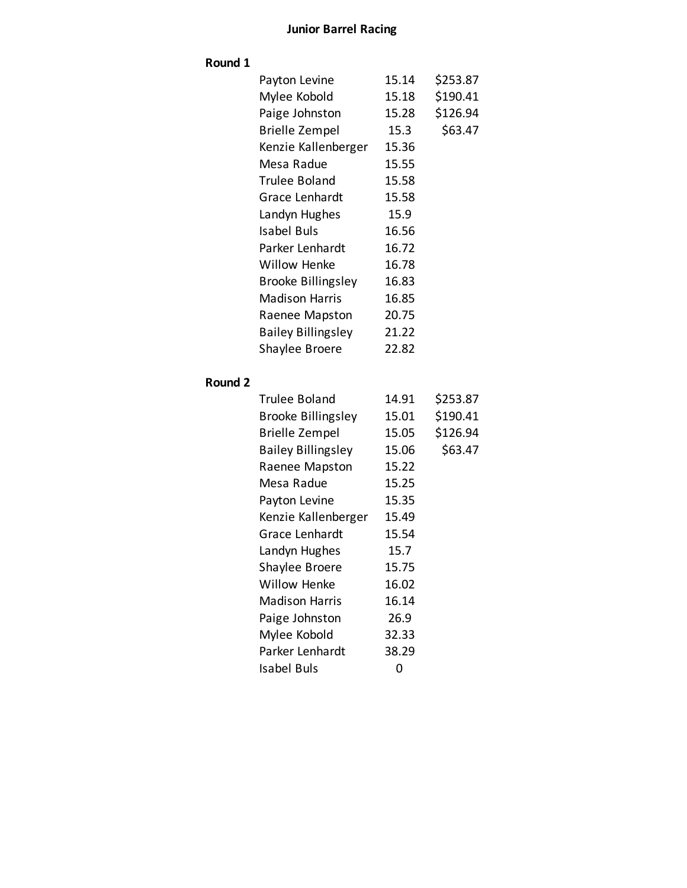# Junior Barrel Racing

## Round 1

| Name | Time | Payout |
|---|---|---|
| Payton Levine | 15.14 | $253.87 |
| Mylee Kobold | 15.18 | $190.41 |
| Paige Johnston | 15.28 | $126.94 |
| Brielle Zempel | 15.3 | $63.47 |
| Kenzie Kallenberger | 15.36 | |
| Mesa Radue | 15.55 | |
| Trulee Boland | 15.58 | |
| Grace Lenhardt | 15.58 | |
| Landyn Hughes | 15.9 | |
| Isabel Buls | 16.56 | |
| Parker Lenhardt | 16.72 | |
| Willow Henke | 16.78 | |
| Brooke Billingsley | 16.83 | |
| Madison Harris | 16.85 | |
| Raenee Mapston | 20.75 | |
| Bailey Billingsley | 21.22 | |
| Shaylee Broere | 22.82 | |

## Round 2

| Name | Time | Payout |
|---|---|---|
| Trulee Boland | 14.91 | $253.87 |
| Brooke Billingsley | 15.01 | $190.41 |
| Brielle Zempel | 15.05 | $126.94 |
| Bailey Billingsley | 15.06 | $63.47 |
| Raenee Mapston | 15.22 | |
| Mesa Radue | 15.25 | |
| Payton Levine | 15.35 | |
| Kenzie Kallenberger | 15.49 | |
| Grace Lenhardt | 15.54 | |
| Landyn Hughes | 15.7 | |
| Shaylee Broere | 15.75 | |
| Willow Henke | 16.02 | |
| Madison Harris | 16.14 | |
| Paige Johnston | 26.9 | |
| Mylee Kobold | 32.33 | |
| Parker Lenhardt | 38.29 | |
| Isabel Buls | 0 | |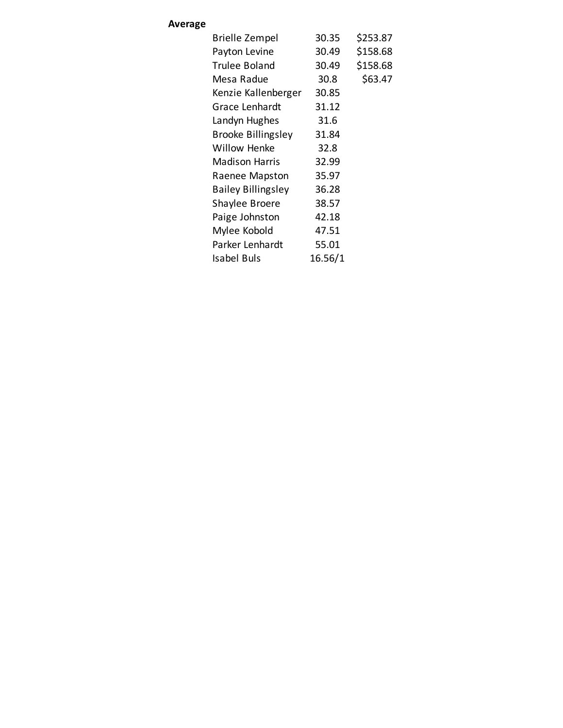**Average**

| | | |
|---|---|---|
| Brielle Zempel | 30.35 | $253.87 |
| Payton Levine | 30.49 | $158.68 |
| Trulee Boland | 30.49 | $158.68 |
| Mesa Radue | 30.8 | $63.47 |
| Kenzie Kallenberger | 30.85 | |
| Grace Lenhardt | 31.12 | |
| Landyn Hughes | 31.6 | |
| Brooke Billingsley | 31.84 | |
| Willow Henke | 32.8 | |
| Madison Harris | 32.99 | |
| Raenee Mapston | 35.97 | |
| Bailey Billingsley | 36.28 | |
| Shaylee Broere | 38.57 | |
| Paige Johnston | 42.18 | |
| Mylee Kobold | 47.51 | |
| Parker Lenhardt | 55.01 | |
| Isabel Buls | 16.56/1 | |